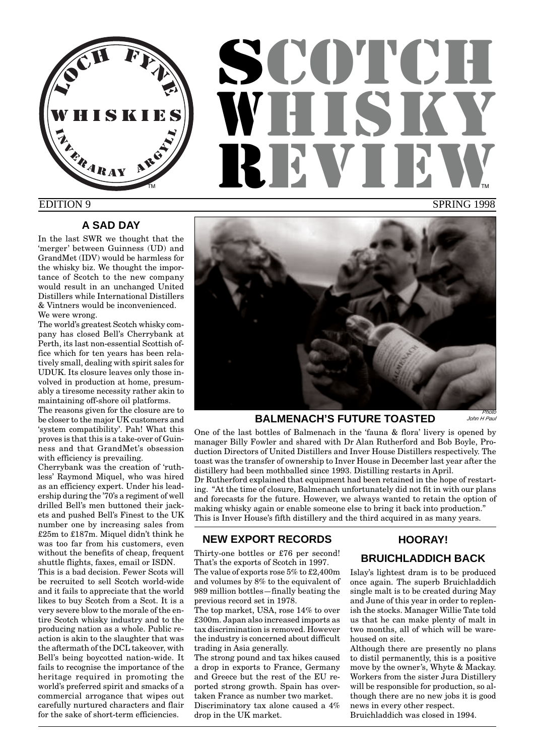# SCOTCH WHISKY REVIEW™

LOCH FYNE WHISKIES INVERARAY ARGYLL™

EDITION 9 SPRING 1998

## A SAD DAY

In the last SWR we thought that the 'merger' between Guinness (UD) and GrandMet (IDV) would be harmless for the whisky biz. We thought the importance of Scotch to the new company would result in an unchanged United Distillers while International Distillers & Vintners would be inconvenienced. We were wrong.

The world's greatest Scotch whisky company has closed Bell's Cherrybank at Perth, its last non-essential Scottish office which for ten years has been relatively small, dealing with spirit sales for UDUK. Its closure leaves only those involved in production at home, presumably a tiresome necessity rather akin to maintaining off-shore oil platforms.

The reasons given for the closure are to be closer to the major UK customers and 'system compatibility'. Pah! What this proves is that this is a take-over of Guinness and that GrandMet's obsession with efficiency is prevailing.

Cherrybank was the creation of 'ruthless' Raymond Miquel, who was hired as an efficiency expert. Under his leadership during the '70's a regiment of well drilled Bell's men buttoned their jackets and pushed Bell's Finest to the UK number one by increasing sales from £25m to £187m. Miquel didn't think he was too far from his customers, even without the benefits of cheap, frequent shuttle flights, faxes, email or ISDN.

This is a bad decision. Fewer Scots will be recruited to sell Scotch world-wide and it fails to appreciate that the world likes to buy Scotch from a Scot. It is a very severe blow to the morale of the entire Scotch whisky industry and to the producing nation as a whole. Public reaction is akin to the slaughter that was the aftermath of the DCL takeover, with Bell's being boycotted nation-wide. It fails to recognise the importance of the heritage required in promoting the world's preferred spirit and smacks of a commercial arrogance that wipes out carefully nurtured characters and flair for the sake of short-term efficiencies.

## BALMENACH'S FUTURE TOASTED

*Photo John H Paul*

One of the last bottles of Balmenach in the 'fauna & flora' livery is opened by manager Billy Fowler and shared with Dr Alan Rutherford and Bob Boyle, Production Directors of United Distillers and Inver House Distillers respectively. The toast was the transfer of ownership to Inver House in December last year after the distillery had been mothballed since 1993. Distilling restarts in April.

Dr Rutherford explained that equipment had been retained in the hope of restarting. "At the time of closure, Balmenach unfortunately did not fit in with our plans and forecasts for the future. However, we always wanted to retain the option of making whisky again or enable someone else to bring it back into production."

This is Inver House's fifth distillery and the third acquired in as many years.

## NEW EXPORT RECORDS

Thirty-one bottles or £76 per second! That's the exports of Scotch in 1997.

The value of exports rose 5% to £2,400m and volumes by 8% to the equivalent of 989 million bottles—finally beating the previous record set in 1978.

The top market, USA, rose 14% to over £300m. Japan also increased imports as tax discrimination is removed. However the industry is concerned about difficult trading in Asia generally.

The strong pound and tax hikes caused a drop in exports to France, Germany and Greece but the rest of the EU reported strong growth. Spain has overtaken France as number two market.

Discriminatory tax alone caused a 4% drop in the UK market.

## HOORAY!

## BRUICHLADDICH BACK

Islay's lightest dram is to be produced once again. The superb Bruichladdich single malt is to be created during May and June of this year in order to replenish the stocks. Manager Willie Tate told us that he can make plenty of malt in two months, all of which will be warehoused on site.

Although there are presently no plans to distil permanently, this is a positive move by the owner's, Whyte & Mackay. Workers from the sister Jura Distillery will be responsible for production, so although there are no new jobs it is good news in every other respect.

Bruichladdich was closed in 1994.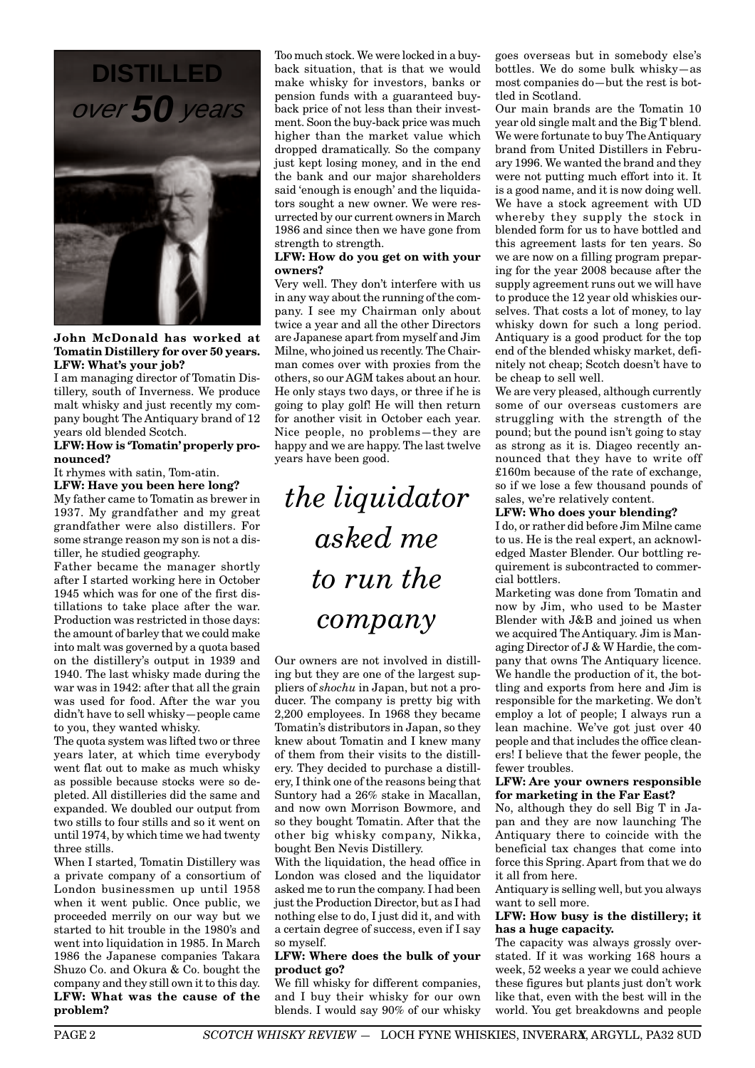# DISTILLED *over 50 years*

**John McDonald has worked at Tomatin Distillery for over 50 years.**

**LFW: What's your job?**

I am managing director of Tomatin Distillery, south of Inverness. We produce malt whisky and just recently my company bought The Antiquary brand of 12 years old blended Scotch.

**LFW: How is 'Tomatin' properly pronounced?**

It rhymes with satin, Tom-atin.

**LFW: Have you been here long?**

My father came to Tomatin as brewer in 1937. My grandfather and my great grandfather were also distillers. For some strange reason my son is not a distiller, he studied geography.

Father became the manager shortly after I started working here in October 1945 which was for one of the first distillations to take place after the war. Production was restricted in those days: the amount of barley that we could make into malt was governed by a quota based on the distillery's output in 1939 and 1940. The last whisky made during the war was in 1942: after that all the grain was used for food. After the war you didn't have to sell whisky—people came to you, they wanted whisky.

The quota system was lifted two or three years later, at which time everybody went flat out to make as much whisky as possible because stocks were so depleted. All distilleries did the same and expanded. We doubled our output from two stills to four stills and so it went on until 1974, by which time we had twenty three stills.

When I started, Tomatin Distillery was a private company of a consortium of London businessmen up until 1958 when it went public. Once public, we proceeded merrily on our way but we started to hit trouble in the 1980's and went into liquidation in 1985. In March 1986 the Japanese companies Takara Shuzo Co. and Okura & Co. bought the company and they still own it to this day.

**LFW: What was the cause of the problem?**

Too much stock. We were locked in a buy-back situation, that is that we would make whisky for investors, banks or pension funds with a guaranteed buy-back price of not less than their investment. Soon the buy-back price was much higher than the market value which dropped dramatically. So the company just kept losing money, and in the end the bank and our major shareholders said 'enough is enough' and the liquidators sought a new owner. We were resurrected by our current owners in March 1986 and since then we have gone from strength to strength.

**LFW: How do you get on with your owners?**

Very well. They don't interfere with us in any way about the running of the company. I see my Chairman only about twice a year and all the other Directors are Japanese apart from myself and Jim Milne, who joined us recently. The Chairman comes over with proxies from the others, so our AGM takes about an hour. He only stays two days, or three if he is going to play golf! He will then return for another visit in October each year. Nice people, no problems—they are happy and we are happy. The last twelve years have been good.

> *the liquidator asked me to run the company*

Our owners are not involved in distilling but they are one of the largest suppliers of *shochu* in Japan, but not a producer. The company is pretty big with 2,200 employees. In 1968 they became Tomatin's distributors in Japan, so they knew about Tomatin and I knew many of them from their visits to the distillery. They decided to purchase a distillery, I think one of the reasons being that Suntory had a 26% stake in Macallan, and now own Morrison Bowmore, and so they bought Tomatin. After that the other big whisky company, Nikka, bought Ben Nevis Distillery.

With the liquidation, the head office in London was closed and the liquidator asked me to run the company. I had been just the Production Director, but as I had nothing else to do, I just did it, and with a certain degree of success, even if I say so myself.

**LFW: Where does the bulk of your product go?**

We fill whisky for different companies, and I buy their whisky for our own blends. I would say 90% of our whisky goes overseas but in somebody else's bottles. We do some bulk whisky—as most companies do—but the rest is bottled in Scotland.

Our main brands are the Tomatin 10 year old single malt and the Big T blend. We were fortunate to buy The Antiquary brand from United Distillers in February 1996. We wanted the brand and they were not putting much effort into it. It is a good name, and it is now doing well. We have a stock agreement with UD whereby they supply the stock in blended form for us to have bottled and this agreement lasts for ten years. So we are now on a filling program preparing for the year 2008 because after the supply agreement runs out we will have to produce the 12 year old whiskies ourselves. That costs a lot of money, to lay whisky down for such a long period. Antiquary is a good product for the top end of the blended whisky market, definitely not cheap; Scotch doesn't have to be cheap to sell well.

We are very pleased, although currently some of our overseas customers are struggling with the strength of the pound; but the pound isn't going to stay as strong as it is. Diageo recently announced that they have to write off £160m because of the rate of exchange, so if we lose a few thousand pounds of sales, we're relatively content.

**LFW: Who does your blending?**

I do, or rather did before Jim Milne came to us. He is the real expert, an acknowledged Master Blender. Our bottling requirement is subcontracted to commercial bottlers.

Marketing was done from Tomatin and now by Jim, who used to be Master Blender with J&B and joined us when we acquired The Antiquary. Jim is Managing Director of J & W Hardie, the company that owns The Antiquary licence. We handle the production of it, the bottling and exports from here and Jim is responsible for the marketing. We don't employ a lot of people; I always run a lean machine. We've got just over 40 people and that includes the office cleaners! I believe that the fewer people, the fewer troubles.

**LFW: Are your owners responsible for marketing in the Far East?**

No, although they do sell Big T in Japan and they are now launching The Antiquary there to coincide with the beneficial tax changes that come into force this Spring. Apart from that we do it all from here.

Antiquary is selling well, but you always want to sell more.

**LFW: How busy is the distillery; it has a huge capacity.**

The capacity was always grossly overstated. If it was working 168 hours a week, 52 weeks a year we could achieve these figures but plants just don't work like that, even with the best will in the world. You get breakdowns and people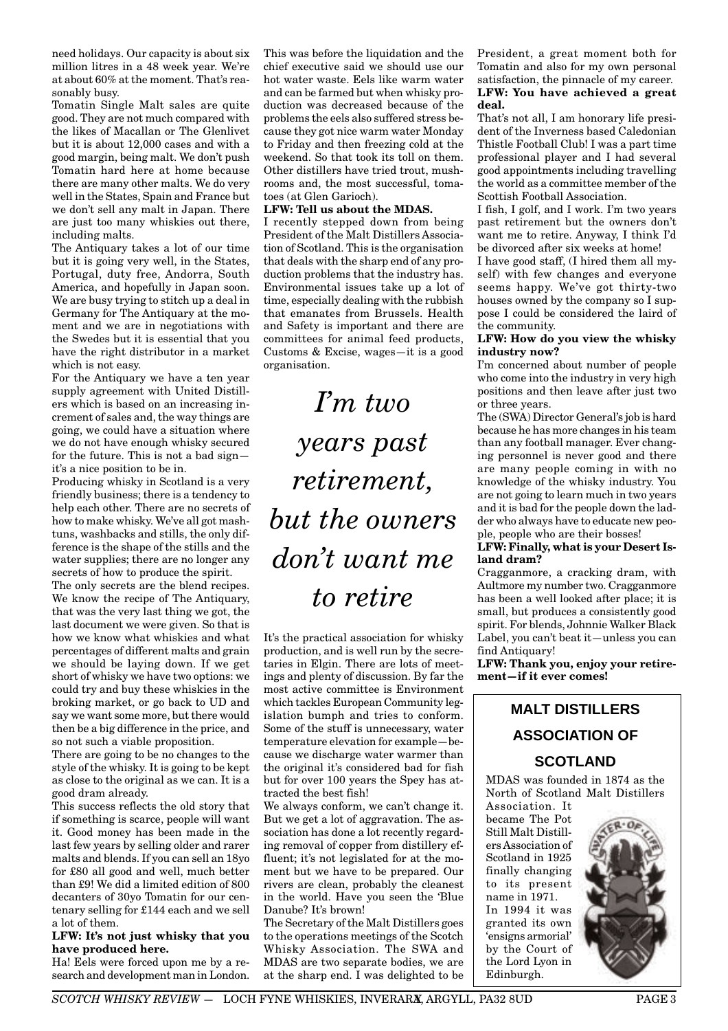need holidays. Our capacity is about six million litres in a 48 week year. We're at about 60% at the moment. That's reasonably busy.

Tomatin Single Malt sales are quite good. They are not much compared with the likes of Macallan or The Glenlivet but it is about 12,000 cases and with a good margin, being malt. We don't push Tomatin hard here at home because there are many other malts. We do very well in the States, Spain and France but we don't sell any malt in Japan. There are just too many whiskies out there, including malts.

The Antiquary takes a lot of our time but it is going very well, in the States, Portugal, duty free, Andorra, South America, and hopefully in Japan soon. We are busy trying to stitch up a deal in Germany for The Antiquary at the moment and we are in negotiations with the Swedes but it is essential that you have the right distributor in a market which is not easy.

For the Antiquary we have a ten year supply agreement with United Distillers which is based on an increasing increment of sales and, the way things are going, we could have a situation where we do not have enough whisky secured for the future. This is not a bad sign—it's a nice position to be in.

Producing whisky in Scotland is a very friendly business; there is a tendency to help each other. There are no secrets of how to make whisky. We've all got mashtuns, washbacks and stills, the only difference is the shape of the stills and the water supplies; there are no longer any secrets of how to produce the spirit.

The only secrets are the blend recipes. We know the recipe of The Antiquary, that was the very last thing we got, the last document we were given. So that is how we know what whiskies and what percentages of different malts and grain we should be laying down. If we get short of whisky we have two options: we could try and buy these whiskies in the broking market, or go back to UD and say we want some more, but there would then be a big difference in the price, and so not such a viable proposition.

There are going to be no changes to the style of the whisky. It is going to be kept as close to the original as we can. It is a good dram already.

This success reflects the old story that if something is scarce, people will want it. Good money has been made in the last few years by selling older and rarer malts and blends. If you can sell an 18yo for £80 all good and well, much better than £9! We did a limited edition of 800 decanters of 30yo Tomatin for our centenary selling for £144 each and we sell a lot of them.

**LFW: It's not just whisky that you have produced here.**

Ha! Eels were forced upon me by a research and development man in London. This was before the liquidation and the chief executive said we should use our hot water waste. Eels like warm water and can be farmed but when whisky production was decreased because of the problems the eels also suffered stress because they got nice warm water Monday to Friday and then freezing cold at the weekend. So that took its toll on them. Other distillers have tried trout, mushrooms and, the most successful, tomatoes (at Glen Garioch).

**LFW: Tell us about the MDAS.**

I recently stepped down from being President of the Malt Distillers Association of Scotland. This is the organisation that deals with the sharp end of any production problems that the industry has. Environmental issues take up a lot of time, especially dealing with the rubbish that emanates from Brussels. Health and Safety is important and there are committees for animal feed products, Customs & Excise, wages—it is a good organisation.

*I'm two years past retirement, but the owners don't want me to retire*

It's the practical association for whisky production, and is well run by the secretaries in Elgin. There are lots of meetings and plenty of discussion. By far the most active committee is Environment which tackles European Community legislation bumph and tries to conform. Some of the stuff is unnecessary, water temperature elevation for example—because we discharge water warmer than the original it's considered bad for fish but for over 100 years the Spey has attracted the best fish!

We always conform, we can't change it. But we get a lot of aggravation. The association has done a lot recently regarding removal of copper from distillery effluent; it's not legislated for at the moment but we have to be prepared. Our rivers are clean, probably the cleanest in the world. Have you seen the 'Blue Danube? It's brown!

The Secretary of the Malt Distillers goes to the operations meetings of the Scotch Whisky Association. The SWA and MDAS are two separate bodies, we are at the sharp end. I was delighted to be President, a great moment both for Tomatin and also for my own personal satisfaction, the pinnacle of my career.

**LFW: You have achieved a great deal.**

That's not all, I am honorary life president of the Inverness based Caledonian Thistle Football Club! I was a part time professional player and I had several good appointments including travelling the world as a committee member of the Scottish Football Association.

I fish, I golf, and I work. I'm two years past retirement but the owners don't want me to retire. Anyway, I think I'd be divorced after six weeks at home!

I have good staff, (I hired them all myself) with few changes and everyone seems happy. We've got thirty-two houses owned by the company so I suppose I could be considered the laird of the community.

**LFW: How do you view the whisky industry now?**

I'm concerned about number of people who come into the industry in very high positions and then leave after just two or three years.

The (SWA) Director General's job is hard because he has more changes in his team than any football manager. Ever changing personnel is never good and there are many people coming in with no knowledge of the whisky industry. You are not going to learn much in two years and it is bad for the people down the ladder who always have to educate new people, people who are their bosses!

**LFW: Finally, what is your Desert Island dram?**

Cragganmore, a cracking dram, with Aultmore my number two. Cragganmore has been a well looked after place; it is small, but produces a consistently good spirit. For blends, Johnnie Walker Black Label, you can't beat it—unless you can find Antiquary!

**LFW: Thank you, enjoy your retirement—if it ever comes!**

### MALT DISTILLERS ASSOCIATION OF SCOTLAND

MDAS was founded in 1874 as the North of Scotland Malt Distillers Association. It became The Pot Still Malt Distillers Association of Scotland in 1925 finally changing to its present name in 1971. In 1994 it was granted its own 'ensigns armorial' by the Court of the Lord Lyon in Edinburgh.

*SCOTCH WHISKY REVIEW* — LOCH FYNE WHISKIES, INVERARAY, ARGYLL, PA32 8UD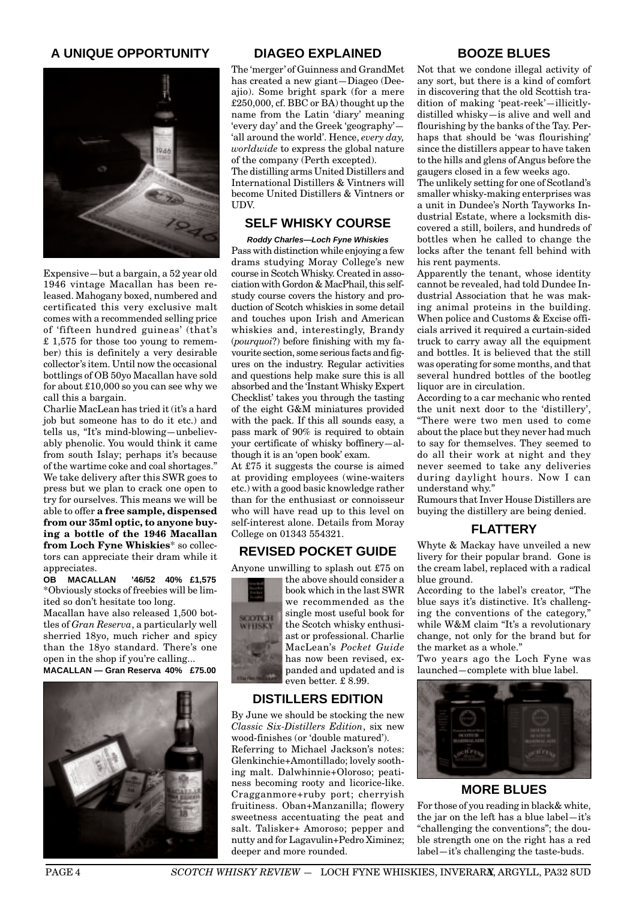## A UNIQUE OPPORTUNITY

Expensive—but a bargain, a 52 year old 1946 vintage Macallan has been released. Mahogany boxed, numbered and certificated this very exclusive malt comes with a recommended selling price of 'fifteen hundred guineas' (that's £ 1,575 for those too young to remember) this is definitely a very desirable collector's item. Until now the occasional bottlings of OB 50yo Macallan have sold for about £10,000 so you can see why we call this a bargain.

Charlie MacLean has tried it (it's a hard job but someone has to do it etc.) and tells us, "It's mind-blowing—unbelievably phenolic. You would think it came from south Islay; perhaps it's because of the wartime coke and coal shortages."

We take delivery after this SWR goes to press but we plan to crack one open to try for ourselves. This means we will be able to offer **a free sample, dispensed from our 35ml optic, to anyone buying a bottle of the 1946 Macallan from Loch Fyne Whiskies*** so collectors can appreciate their dram while it appreciates.

**OB MACALLAN '46/52 40% £1,575**

*Obviously stocks of freebies will be limited so don't hesitate too long.

Macallan have also released 1,500 bottles of *Gran Reserva*, a particularly well sherried 18yo, much richer and spicy than the 18yo standard. There's one open in the shop if you're calling...

**MACALLAN — Gran Reserva 40% £75.00**

## DIAGEO EXPLAINED

The 'merger' of Guinness and GrandMet has created a new giant—Diageo (Dee-ajio). Some bright spark (for a mere £250,000, cf. BBC or BA) thought up the name from the Latin 'diary' meaning 'every day' and the Greek 'geography'—'all around the world'. Hence, *every day, worldwide* to express the global nature of the company (Perth excepted).

The distilling arms United Distillers and International Distillers & Vintners will become United Distillers & Vintners or UDV.

## SELF WHISKY COURSE

***Roddy Charles—Loch Fyne Whiskies***

Pass with distinction while enjoying a few drams studying Moray College's new course in Scotch Whisky. Created in association with Gordon & MacPhail, this self-study course covers the history and production of Scotch whiskies in some detail and touches upon Irish and American whiskies and, interestingly, Brandy (*pourquoi*?) before finishing with my favourite section, some serious facts and figures on the industry. Regular activities and questions help make sure this is all absorbed and the 'Instant Whisky Expert Checklist' takes you through the tasting of the eight G&M miniatures provided with the pack. If this all sounds easy, a pass mark of 90% is required to obtain your certificate of whisky boffinery—although it is an 'open book' exam.

At £75 it suggests the course is aimed at providing employees (wine-waiters etc.) with a good basic knowledge rather than for the enthusiast or connoisseur who will have read up to this level on self-interest alone. Details from Moray College on 01343 554321.

## REVISED POCKET GUIDE

Anyone unwilling to splash out £75 on the above should consider a book which in the last SWR we recommended as the single most useful book for the Scotch whisky enthusiast or professional. Charlie MacLean's *Pocket Guide* has now been revised, expanded and updated and is even better. £ 8.99.

## DISTILLERS EDITION

By June we should be stocking the new *Classic Six-Distillers Edition*, six new wood-finishes (or 'double matured').

Referring to Michael Jackson's notes: Glenkinchie+Amontillado; lovely soothing malt. Dalwhinnie+Oloroso; peatiness becoming rooty and licorice-like. Cragganmore+ruby port; cherryish fruitiness. Oban+Manzanilla; flowery sweetness accentuating the peat and salt. Talisker+ Amoroso; pepper and nutty and for Lagavulin+Pedro Ximinez; deeper and more rounded.

## BOOZE BLUES

Not that we condone illegal activity of any sort, but there is a kind of comfort in discovering that the old Scottish tradition of making 'peat-reek'—illicitly-distilled whisky—is alive and well and flourishing by the banks of the Tay. Perhaps that should be 'was flourishing' since the distillers appear to have taken to the hills and glens of Angus before the gaugers closed in a few weeks ago.

The unlikely setting for one of Scotland's smaller whisky-making enterprises was a unit in Dundee's North Tayworks Industrial Estate, where a locksmith discovered a still, boilers, and hundreds of bottles when he called to change the locks after the tenant fell behind with his rent payments.

Apparently the tenant, whose identity cannot be revealed, had told Dundee Industrial Association that he was making animal proteins in the building. When police and Customs & Excise officials arrived it required a curtain-sided truck to carry away all the equipment and bottles. It is believed that the still was operating for some months, and that several hundred bottles of the bootleg liquor are in circulation.

According to a car mechanic who rented the unit next door to the 'distillery', "There were two men used to come about the place but they never had much to say for themselves. They seemed to do all their work at night and they never seemed to take any deliveries during daylight hours. Now I can understand why."

Rumours that Inver House Distillers are buying the distillery are being denied.

## FLATTERY

Whyte & Mackay have unveiled a new livery for their popular brand. Gone is the cream label, replaced with a radical blue ground.

According to the label's creator, "The blue says it's distinctive. It's challenging the conventions of the category," while W&M claim "It's a revolutionary change, not only for the brand but for the market as a whole."

Two years ago the Loch Fyne was launched—complete with blue label.

## MORE BLUES

For those of you reading in black& white, the jar on the left has a blue label—it's "challenging the conventions"; the double strength one on the right has a red label—it's challenging the taste-buds.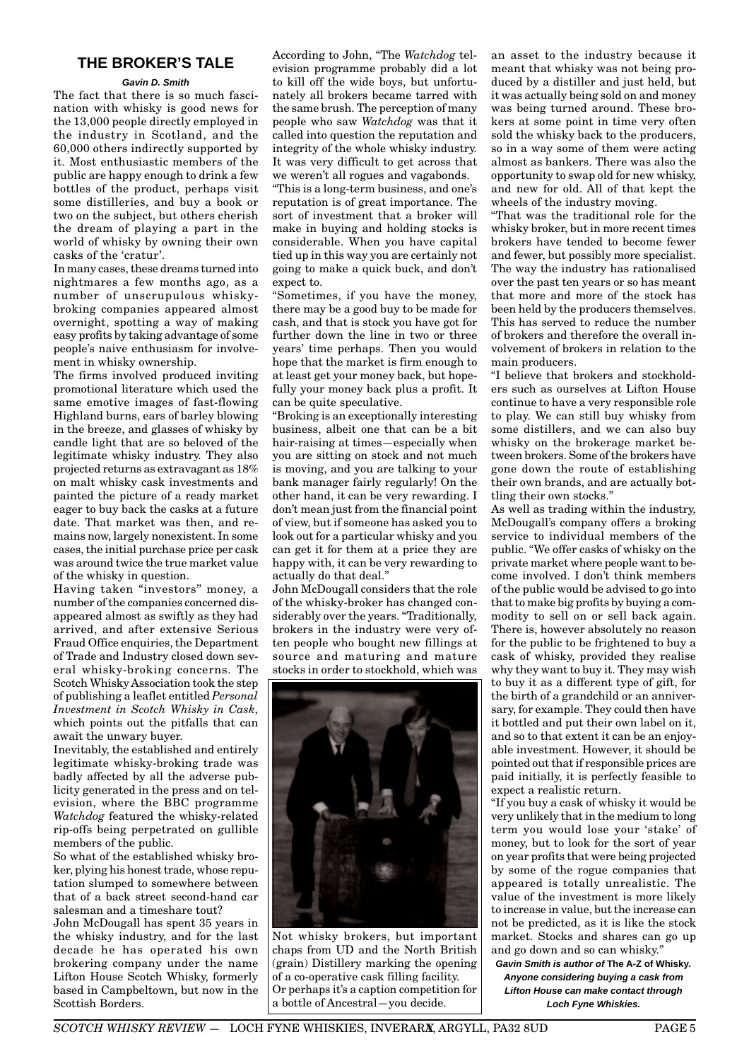## THE BROKER'S TALE

***Gavin D. Smith***

The fact that there is so much fascination with whisky is good news for the 13,000 people directly employed in the industry in Scotland, and the 60,000 others indirectly supported by it. Most enthusiastic members of the public are happy enough to drink a few bottles of the product, perhaps visit some distilleries, and buy a book or two on the subject, but others cherish the dream of playing a part in the world of whisky by owning their own casks of the 'cratur'.

In many cases, these dreams turned into nightmares a few months ago, as a number of unscrupulous whisky-broking companies appeared almost overnight, spotting a way of making easy profits by taking advantage of some people's naive enthusiasm for involvement in whisky ownership.

The firms involved produced inviting promotional literature which used the same emotive images of fast-flowing Highland burns, ears of barley blowing in the breeze, and glasses of whisky by candle light that are so beloved of the legitimate whisky industry. They also projected returns as extravagant as 18% on malt whisky cask investments and painted the picture of a ready market eager to buy back the casks at a future date. That market was then, and remains now, largely nonexistent. In some cases, the initial purchase price per cask was around twice the true market value of the whisky in question.

Having taken "investors" money, a number of the companies concerned disappeared almost as swiftly as they had arrived, and after extensive Serious Fraud Office enquiries, the Department of Trade and Industry closed down several whisky-broking concerns. The Scotch Whisky Association took the step of publishing a leaflet entitled *Personal Investment in Scotch Whisky in Cask*, which points out the pitfalls that can await the unwary buyer.

Inevitably, the established and entirely legitimate whisky-broking trade was badly affected by all the adverse publicity generated in the press and on television, where the BBC programme *Watchdog* featured the whisky-related rip-offs being perpetrated on gullible members of the public.

So what of the established whisky broker, plying his honest trade, whose reputation slumped to somewhere between that of a back street second-hand car salesman and a timeshare tout?

John McDougall has spent 35 years in the whisky industry, and for the last decade he has operated his own brokering company under the name Lifton House Scotch Whisky, formerly based in Campbeltown, but now in the Scottish Borders.

According to John, "The *Watchdog* television programme probably did a lot to kill off the wide boys, but unfortunately all brokers became tarred with the same brush. The perception of many people who saw *Watchdog* was that it called into question the reputation and integrity of the whole whisky industry. It was very difficult to get across that we weren't all rogues and vagabonds.

"This is a long-term business, and one's reputation is of great importance. The sort of investment that a broker will make in buying and holding stocks is considerable. When you have capital tied up in this way you are certainly not going to make a quick buck, and don't expect to.

"Sometimes, if you have the money, there may be a good buy to be made for cash, and that is stock you have got for further down the line in two or three years' time perhaps. Then you would hope that the market is firm enough to at least get your money back, but hopefully your money back plus a profit. It can be quite speculative.

"Broking is an exceptionally interesting business, albeit one that can be a bit hair-raising at times—especially when you are sitting on stock and not much is moving, and you are talking to your bank manager fairly regularly! On the other hand, it can be very rewarding. I don't mean just from the financial point of view, but if someone has asked you to look out for a particular whisky and you can get it for them at a price they are happy with, it can be very rewarding to actually do that deal."

John McDougall considers that the role of the whisky-broker has changed considerably over the years. "Traditionally, brokers in the industry were very often people who bought new fillings at source and maturing and mature stocks in order to stockhold, which was an asset to the industry because it meant that whisky was not being produced by a distiller and just held, but it was actually being sold on and money was being turned around. These brokers at some point in time very often sold the whisky back to the producers, so in a way some of them were acting almost as bankers. There was also the opportunity to swap old for new whisky, and new for old. All of that kept the wheels of the industry moving.

"That was the traditional role for the whisky broker, but in more recent times brokers have tended to become fewer and fewer, but possibly more specialist. The way the industry has rationalised over the past ten years or so has meant that more and more of the stock has been held by the producers themselves. This has served to reduce the number of brokers and therefore the overall involvement of brokers in relation to the main producers.

"I believe that brokers and stockholders such as ourselves at Lifton House continue to have a very responsible role to play. We can still buy whisky from some distillers, and we can also buy whisky on the brokerage market between brokers. Some of the brokers have gone down the route of establishing their own brands, and are actually bottling their own stocks."

As well as trading within the industry, McDougall's company offers a broking service to individual members of the public. "We offer casks of whisky on the private market where people want to become involved. I don't think members of the public would be advised to go into that to make big profits by buying a commodity to sell on or sell back again. There is, however absolutely no reason for the public to be frightened to buy a cask of whisky, provided they realise why they want to buy it. They may wish to buy it as a different type of gift, for the birth of a grandchild or an anniversary, for example. They could then have it bottled and put their own label on it, and so to that extent it can be an enjoyable investment. However, it should be pointed out that if responsible prices are paid initially, it is perfectly feasible to expect a realistic return.

"If you buy a cask of whisky it would be very unlikely that in the medium to long term you would lose your 'stake' of money, but to look for the sort of year on year profits that were being projected by some of the rogue companies that appeared is totally unrealistic. The value of the investment is more likely to increase in value, but the increase can not be predicted, as it is like the stock market. Stocks and shares can go up and go down and so can whisky."

***Gavin Smith is author of* The A-Z of Whisky. *Anyone considering buying a cask from Lifton House can make contact through Loch Fyne Whiskies.***

Not whisky brokers, but important chaps from UD and the North British (grain) Distillery marking the opening of a co-operative cask filling facility. Or perhaps it's a caption competition for a bottle of Ancestral—you decide.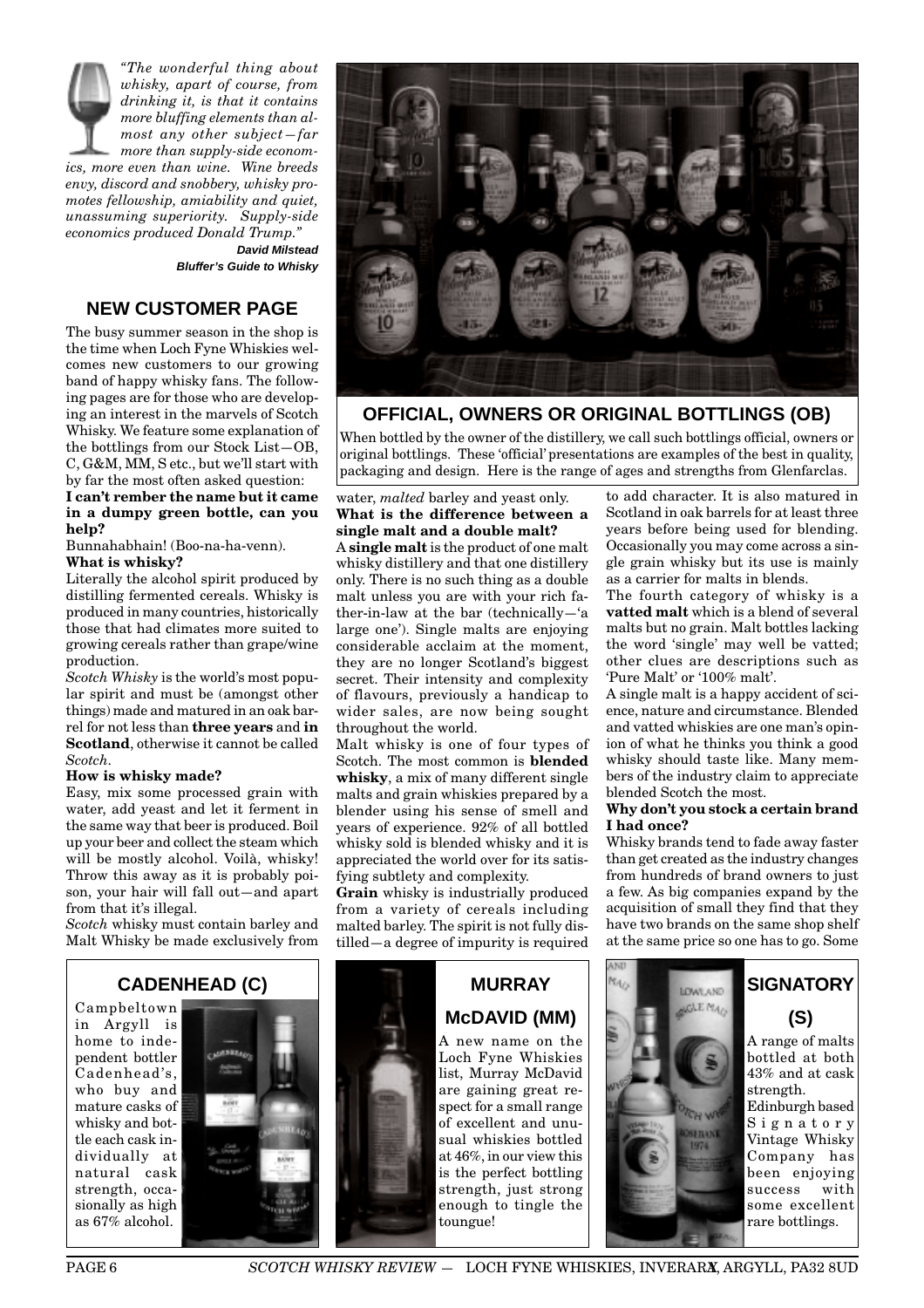*"The wonderful thing about whisky, apart of course, from drinking it, is that it contains more bluffing elements than almost any other subject—far more than supply-side economics, more even than wine. Wine breeds envy, discord and snobbery, whisky promotes fellowship, amiability and quiet, unassuming superiority. Supply-side economics produced Donald Trump."*

**David Milstead**
**Bluffer's Guide to Whisky**

## NEW CUSTOMER PAGE

The busy summer season in the shop is the time when Loch Fyne Whiskies welcomes new customers to our growing band of happy whisky fans. The following pages are for those who are developing an interest in the marvels of Scotch Whisky. We feature some explanation of the bottlings from our Stock List—OB, C, G&M, MM, S etc., but we'll start with by far the most often asked question:

**I can't rember the name but it came in a dumpy green bottle, can you help?**

Bunnahabhain! (Boo-na-ha-venn).

**What is whisky?**

Literally the alcohol spirit produced by distilling fermented cereals. Whisky is produced in many countries, historically those that had climates more suited to growing cereals rather than grape/wine production.

*Scotch Whisky* is the world's most popular spirit and must be (amongst other things) made and matured in an oak barrel for not less than **three years** and **in Scotland**, otherwise it cannot be called *Scotch*.

**How is whisky made?**

Easy, mix some processed grain with water, add yeast and let it ferment in the same way that beer is produced. Boil up your beer and collect the steam which will be mostly alcohol. Voilà, whisky! Throw this away as it is probably poison, your hair will fall out—and apart from that it's illegal.

*Scotch* whisky must contain barley and Malt Whisky be made exclusively from water, *malted* barley and yeast only.

**What is the difference between a single malt and a double malt?**

A **single malt** is the product of one malt whisky distillery and that one distillery only. There is no such thing as a double malt unless you are with your rich father-in-law at the bar (technically—'a large one'). Single malts are enjoying considerable acclaim at the moment, they are no longer Scotland's biggest secret. Their intensity and complexity of flavours, previously a handicap to wider sales, are now being sought throughout the world.

Malt whisky is one of four types of Scotch. The most common is **blended whisky**, a mix of many different single malts and grain whiskies prepared by a blender using his sense of smell and years of experience. 92% of all bottled whisky sold is blended whisky and it is appreciated the world over for its satisfying subtlety and complexity.

**Grain** whisky is industrially produced from a variety of cereals including malted barley. The spirit is not fully distilled—a degree of impurity is required to add character. It is also matured in Scotland in oak barrels for at least three years before being used for blending. Occasionally you may come across a single grain whisky but its use is mainly as a carrier for malts in blends.

The fourth category of whisky is a **vatted malt** which is a blend of several malts but no grain. Malt bottles lacking the word 'single' may well be vatted; other clues are descriptions such as 'Pure Malt' or '100% malt'.

A single malt is a happy accident of science, nature and circumstance. Blended and vatted whiskies are one man's opinion of what he thinks you think a good whisky should taste like. Many members of the industry claim to appreciate blended Scotch the most.

**Why don't you stock a certain brand I had once?**

Whisky brands tend to fade away faster than get created as the industry changes from hundreds of brand owners to just a few. As big companies expand by the acquisition of small they find that they have two brands on the same shop shelf at the same price so one has to go. Some

## OFFICIAL, OWNERS OR ORIGINAL BOTTLINGS (OB)

When bottled by the owner of the distillery, we call such bottlings official, owners or original bottlings. These 'official' presentations are examples of the best in quality, packaging and design. Here is the range of ages and strengths from Glenfarclas.

## CADENHEAD (C)

Campbeltown in Argyll is home to independent bottler Cadenhead's, who buy and mature casks of whisky and bottle each cask individually at natural cask strength, occasionally as high as 67% alcohol.

## MURRAY McDAVID (MM)

A new name on the Loch Fyne Whiskies list, Murray McDavid are gaining great respect for a small range of excellent and unusual whiskies bottled at 46%, in our view this is the perfect bottling strength, just strong enough to tingle the toungue!

## SIGNATORY (S)

A range of malts bottled at both 43% and at cask strength.

Edinburgh based Signatory Vintage Whisky Company has been enjoying success with some excellent rare bottlings.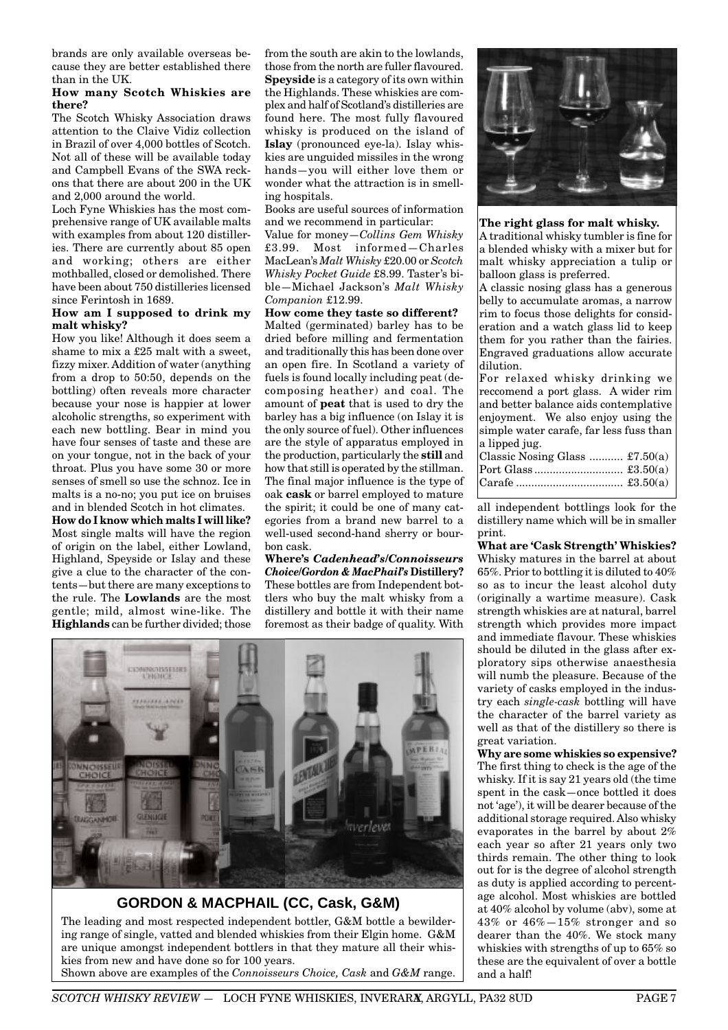brands are only available overseas because they are better established there than in the UK.

**How many Scotch Whiskies are there?**

The Scotch Whisky Association draws attention to the Claive Vidiz collection in Brazil of over 4,000 bottles of Scotch. Not all of these will be available today and Campbell Evans of the SWA reckons that there are about 200 in the UK and 2,000 around the world.

Loch Fyne Whiskies has the most comprehensive range of UK available malts with examples from about 120 distilleries. There are currently about 85 open and working; others are either mothballed, closed or demolished. There have been about 750 distilleries licensed since Ferintosh in 1689.

**How am I supposed to drink my malt whisky?**

How you like! Although it does seem a shame to mix a £25 malt with a sweet, fizzy mixer. Addition of water (anything from a drop to 50:50, depends on the bottling) often reveals more character because your nose is happier at lower alcoholic strengths, so experiment with each new bottling. Bear in mind you have four senses of taste and these are on your tongue, not in the back of your throat. Plus you have some 30 or more senses of smell so use the schnoz. Ice in malts is a no-no; you put ice on bruises and in blended Scotch in hot climates.

**How do I know which malts I will like?**

Most single malts will have the region of origin on the label, either Lowland, Highland, Speyside or Islay and these give a clue to the character of the contents—but there are many exceptions to the rule. The **Lowlands** are the most gentle; mild, almost wine-like. The **Highlands** can be further divided; those from the south are akin to the lowlands, those from the north are fuller flavoured. **Speyside** is a category of its own within the Highlands. These whiskies are complex and half of Scotland's distilleries are found here. The most fully flavoured whisky is produced on the island of **Islay** (pronounced eye-la). Islay whiskies are unguided missiles in the wrong hands—you will either love them or wonder what the attraction is in smelling hospitals.

Books are useful sources of information and we recommend in particular:

Value for money—*Collins Gem Whisky* £3.99. Most informed—Charles MacLean's *Malt Whisky* £20.00 or *Scotch Whisky Pocket Guide* £8.99. Taster's bible—Michael Jackson's *Malt Whisky Companion* £12.99.

**How come they taste so different?**

Malted (germinated) barley has to be dried before milling and fermentation and traditionally this has been done over an open fire. In Scotland a variety of fuels is found locally including peat (decomposing heather) and coal. The amount of **peat** that is used to dry the barley has a big influence (on Islay it is the only source of fuel). Other influences are the style of apparatus employed in the production, particularly the **still** and how that still is operated by the stillman. The final major influence is the type of oak **cask** or barrel employed to mature the spirit; it could be one of many categories from a brand new barrel to a well-used second-hand sherry or bourbon cask.

**Where's *Cadenhead's/Connoisseurs Choice/Gordon & MacPhail's* Distillery?**

These bottles are from Independent bottlers who buy the malt whisky from a distillery and bottle it with their name foremost as their badge of quality. With all independent bottlings look for the distillery name which will be in smaller print.

**What are 'Cask Strength' Whiskies?**

Whisky matures in the barrel at about 65%. Prior to bottling it is diluted to 40% so as to incur the least alcohol duty (originally a wartime measure). Cask strength whiskies are at natural, barrel strength which provides more impact and immediate flavour. These whiskies should be diluted in the glass after exploratory sips otherwise anaesthesia will numb the pleasure. Because of the variety of casks employed in the industry each *single-cask* bottling will have the character of the barrel variety as well as that of the distillery so there is great variation.

**Why are some whiskies so expensive?**

The first thing to check is the age of the whisky. If it is say 21 years old (the time spent in the cask—once bottled it does not 'age'), it will be dearer because of the additional storage required. Also whisky evaporates in the barrel by about 2% each year so after 21 years only two thirds remain. The other thing to look out for is the degree of alcohol strength as duty is applied according to percentage alcohol. Most whiskies are bottled at 40% alcohol by volume (abv), some at 43% or 46%—15% stronger and so dearer than the 40%. We stock many whiskies with strengths of up to 65% so these are the equivalent of over a bottle and a half!

**The right glass for malt whisky.**

A traditional whisky tumbler is fine for a blended whisky with a mixer but for malt whisky appreciation a tulip or balloon glass is preferred.

A classic nosing glass has a generous belly to accumulate aromas, a narrow rim to focus those delights for consideration and a watch glass lid to keep them for you rather than the fairies. Engraved graduations allow accurate dilution.

For relaxed whisky drinking we reccomend a port glass. A wider rim and better balance aids contemplative enjoyment. We also enjoy using the simple water carafe, far less fuss than a lipped jug.

Classic Nosing Glass ........... £7.50(a)
Port Glass ............................ £3.50(a)
Carafe .................................. £3.50(a)

## GORDON & MACPHAIL (CC, Cask, G&M)

The leading and most respected independent bottler, G&M bottle a bewildering range of single, vatted and blended whiskies from their Elgin home. G&M are unique amongst independent bottlers in that they mature all their whiskies from new and have done so for 100 years.

Shown above are examples of the *Connoisseurs Choice, Cask* and *G&M* range.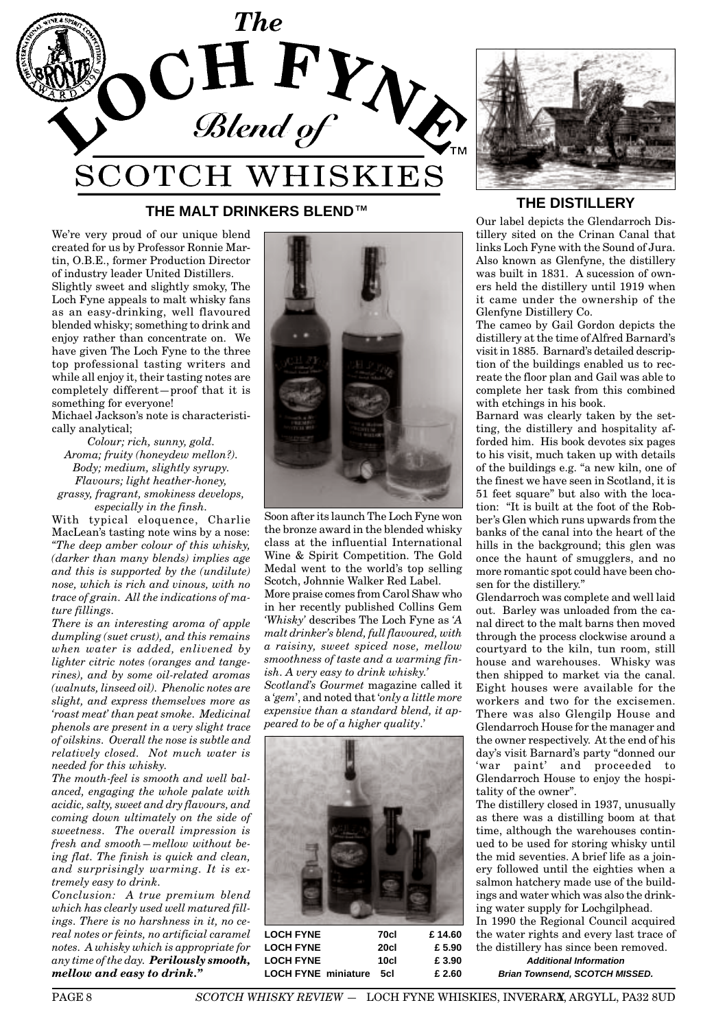# The LOCH FYNE Blend of SCOTCH WHISKIES™

## THE MALT DRINKERS BLEND™

We're very proud of our unique blend created for us by Professor Ronnie Martin, O.B.E., former Production Director of industry leader United Distillers.

Slightly sweet and slightly smoky, The Loch Fyne appeals to malt whisky fans as an easy-drinking, well flavoured blended whisky; something to drink and enjoy rather than concentrate on. We have given The Loch Fyne to the three top professional tasting writers and while all enjoy it, their tasting notes are completely different—proof that it is something for everyone!

Michael Jackson's note is characteristically analytical;

*Colour; rich, sunny, gold.*
*Aroma; fruity (honeydew mellon?).*
*Body; medium, slightly syrupy.*
*Flavours; light heather-honey, grassy, fragrant, smokiness develops, especially in the finsh.*

With typical eloquence, Charlie MacLean's tasting note wins by a nose: *"The deep amber colour of this whisky, (darker than many blends) implies age and this is supported by the (undilute) nose, which is rich and vinous, with no trace of grain. All the indications of mature fillings.*

*There is an interesting aroma of apple dumpling (suet crust), and this remains when water is added, enlivened by lighter citric notes (oranges and tangerines), and by some oil-related aromas (walnuts, linseed oil). Phenolic notes are slight, and express themselves more as 'roast meat' than peat smoke. Medicinal phenols are present in a very slight trace of oilskins. Overall the nose is subtle and relatively closed. Not much water is needed for this whisky.*

*The mouth-feel is smooth and well balanced, engaging the whole palate with acidic, salty, sweet and dry flavours, and coming down ultimately on the side of sweetness. The overall impression is fresh and smooth—mellow without being flat. The finish is quick and clean, and surprisingly warming. It is extremely easy to drink.*

*Conclusion: A true premium blend which has clearly used well matured fillings. There is no harshness in it, no cereal notes or feints, no artificial caramel notes. A whisky which is appropriate for any time of the day.* ***Perilously smooth, mellow and easy to drink."***

Soon after its launch The Loch Fyne won the bronze award in the blended whisky class at the influential International Wine & Spirit Competition. The Gold Medal went to the world's top selling Scotch, Johnnie Walker Red Label.

More praise comes from Carol Shaw who in her recently published Collins Gem *'Whisky'* describes The Loch Fyne as *'A malt drinker's blend, full flavoured, with a raisiny, sweet spiced nose, mellow smoothness of taste and a warming finish. A very easy to drink whisky.'*

*Scotland's Gourmet* magazine called it a *'gem'*, and noted that *'only a little more expensive than a standard blend, it appeared to be of a higher quality.'*

| | | |
|---|---|---|
| **LOCH FYNE** | **70cl** | **£ 14.60** |
| **LOCH FYNE** | **20cl** | **£ 5.90** |
| **LOCH FYNE** | **10cl** | **£ 3.90** |
| **LOCH FYNE miniature** | **5cl** | **£ 2.60** |

## THE DISTILLERY

Our label depicts the Glendarroch Distillery sited on the Crinan Canal that links Loch Fyne with the Sound of Jura. Also known as Glenfyne, the distillery was built in 1831. A sucession of owners held the distillery until 1919 when it came under the ownership of the Glenfyne Distillery Co.

The cameo by Gail Gordon depicts the distillery at the time of Alfred Barnard's visit in 1885. Barnard's detailed description of the buildings enabled us to recreate the floor plan and Gail was able to complete her task from this combined with etchings in his book.

Barnard was clearly taken by the setting, the distillery and hospitality afforded him. His book devotes six pages to his visit, much taken up with details of the buildings e.g. "a new kiln, one of the finest we have seen in Scotland, it is 51 feet square" but also with the location: "It is built at the foot of the Robber's Glen which runs upwards from the banks of the canal into the heart of the hills in the background; this glen was once the haunt of smugglers, and no more romantic spot could have been chosen for the distillery."

Glendarroch was complete and well laid out. Barley was unloaded from the canal direct to the malt barns then moved through the process clockwise around a courtyard to the kiln, tun room, still house and warehouses. Whisky was then shipped to market via the canal. Eight houses were available for the workers and two for the excisemen. There was also Glengilp House and Glendarroch House for the manager and the owner respectively. At the end of his day's visit Barnard's party "donned our 'war paint' and proceeded to Glendarroch House to enjoy the hospitality of the owner".

The distillery closed in 1937, unusually as there was a distilling boom at that time, although the warehouses continued to be used for storing whisky until the mid seventies. A brief life as a joinery followed until the eighties when a salmon hatchery made use of the buildings and water which was also the drinking water supply for Lochgilphead.

In 1990 the Regional Council acquired the water rights and every last trace of the distillery has since been removed.

***Additional Information***
***Brian Townsend, SCOTCH MISSED.***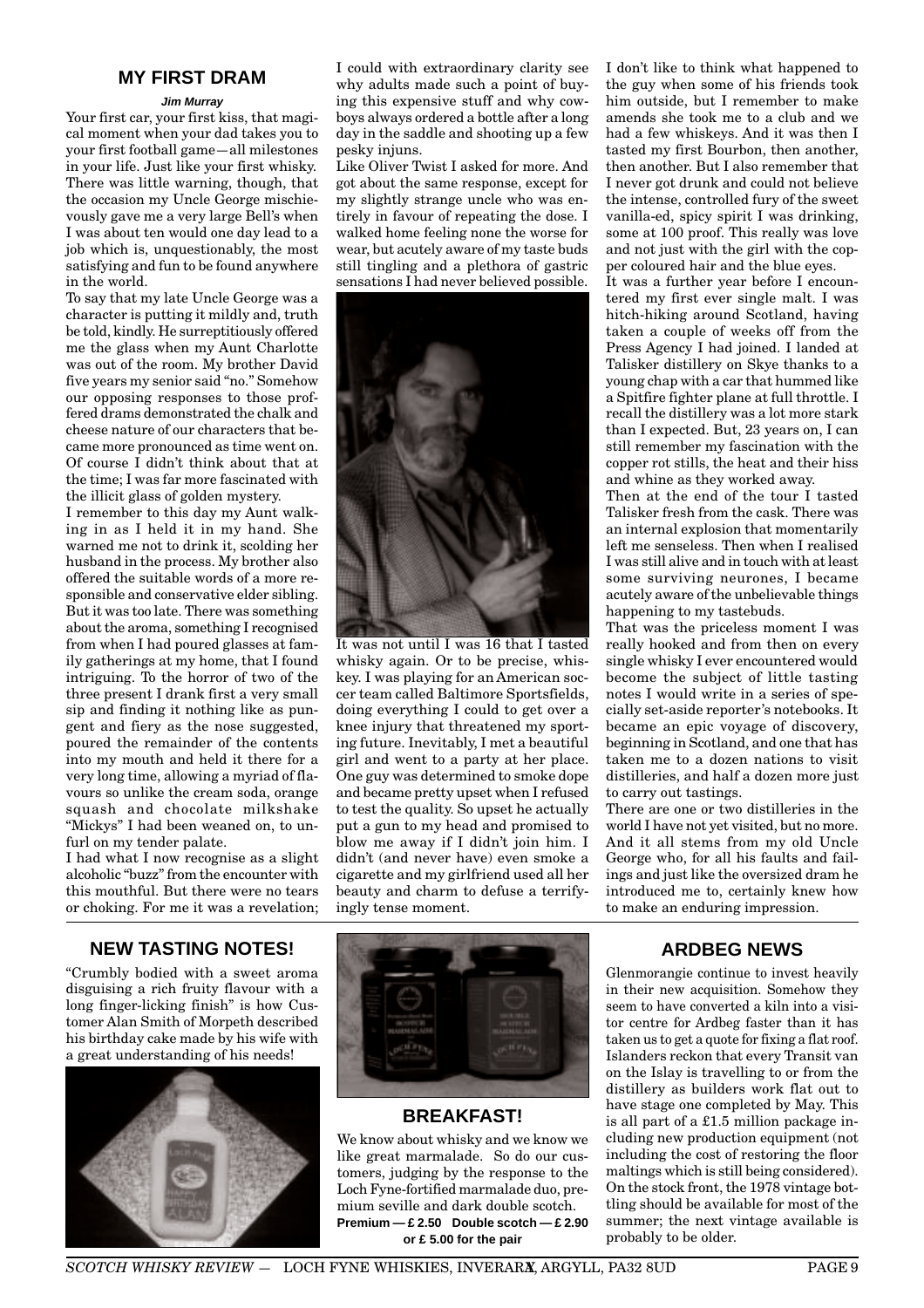## MY FIRST DRAM

***Jim Murray***

Your first car, your first kiss, that magical moment when your dad takes you to your first football game—all milestones in your life. Just like your first whisky. There was little warning, though, that the occasion my Uncle George mischievously gave me a very large Bell's when I was about ten would one day lead to a job which is, unquestionably, the most satisfying and fun to be found anywhere in the world.

To say that my late Uncle George was a character is putting it mildly and, truth be told, kindly. He surreptitiously offered me the glass when my Aunt Charlotte was out of the room. My brother David five years my senior said "no." Somehow our opposing responses to those proffered drams demonstrated the chalk and cheese nature of our characters that became more pronounced as time went on. Of course I didn't think about that at the time; I was far more fascinated with the illicit glass of golden mystery.

I remember to this day my Aunt walking in as I held it in my hand. She warned me not to drink it, scolding her husband in the process. My brother also offered the suitable words of a more responsible and conservative elder sibling. But it was too late. There was something about the aroma, something I recognised from when I had poured glasses at family gatherings at my home, that I found intriguing. To the horror of two of the three present I drank first a very small sip and finding it nothing like as pungent and fiery as the nose suggested, poured the remainder of the contents into my mouth and held it there for a very long time, allowing a myriad of flavours so unlike the cream soda, orange squash and chocolate milkshake "Mickys" I had been weaned on, to unfurl on my tender palate.

I had what I now recognise as a slight alcoholic "buzz" from the encounter with this mouthful. But there were no tears or choking. For me it was a revelation; I could with extraordinary clarity see why adults made such a point of buying this expensive stuff and why cowboys always ordered a bottle after a long day in the saddle and shooting up a few pesky injuns.

Like Oliver Twist I asked for more. And got about the same response, except for my slightly strange uncle who was entirely in favour of repeating the dose. I walked home feeling none the worse for wear, but acutely aware of my taste buds still tingling and a plethora of gastric sensations I had never believed possible.

It was not until I was 16 that I tasted whisky again. Or to be precise, whiskey. I was playing for an American soccer team called Baltimore Sportsfields, doing everything I could to get over a knee injury that threatened my sporting future. Inevitably, I met a beautiful girl and went to a party at her place. One guy was determined to smoke dope and became pretty upset when I refused to test the quality. So upset he actually put a gun to my head and promised to blow me away if I didn't join him. I didn't (and never have) even smoke a cigarette and my girlfriend used all her beauty and charm to defuse a terrifyingly tense moment.

I don't like to think what happened to the guy when some of his friends took him outside, but I remember to make amends she took me to a club and we had a few whiskeys. And it was then I tasted my first Bourbon, then another, then another. But I also remember that I never got drunk and could not believe the intense, controlled fury of the sweet vanilla-ed, spicy spirit I was drinking, some at 100 proof. This really was love and not just with the girl with the copper coloured hair and the blue eyes.

It was a further year before I encountered my first ever single malt. I was hitch-hiking around Scotland, having taken a couple of weeks off from the Press Agency I had joined. I landed at Talisker distillery on Skye thanks to a young chap with a car that hummed like a Spitfire fighter plane at full throttle. I recall the distillery was a lot more stark than I expected. But, 23 years on, I can still remember my fascination with the copper rot stills, the heat and their hiss and whine as they worked away.

Then at the end of the tour I tasted Talisker fresh from the cask. There was an internal explosion that momentarily left me senseless. Then when I realised I was still alive and in touch with at least some surviving neurones, I became acutely aware of the unbelievable things happening to my tastebuds.

That was the priceless moment I was really hooked and from then on every single whisky I ever encountered would become the subject of little tasting notes I would write in a series of specially set-aside reporter's notebooks. It became an epic voyage of discovery, beginning in Scotland, and one that has taken me to a dozen nations to visit distilleries, and half a dozen more just to carry out tastings.

There are one or two distilleries in the world I have not yet visited, but no more. And it all stems from my old Uncle George who, for all his faults and failings and just like the oversized dram he introduced me to, certainly knew how to make an enduring impression.

## NEW TASTING NOTES!

"Crumbly bodied with a sweet aroma disguising a rich fruity flavour with a long finger-licking finish" is how Customer Alan Smith of Morpeth described his birthday cake made by his wife with a great understanding of his needs!

## BREAKFAST!

We know about whisky and we know we like great marmalade. So do our customers, judging by the response to the Loch Fyne-fortified marmalade duo, premium seville and dark double scotch.

**Premium — £ 2.50 Double scotch — £ 2.90 or £ 5.00 for the pair**

## ARDBEG NEWS

Glenmorangie continue to invest heavily in their new acquisition. Somehow they seem to have converted a kiln into a visitor centre for Ardbeg faster than it has taken us to get a quote for fixing a flat roof. Islanders reckon that every Transit van on the Islay is travelling to or from the distillery as builders work flat out to have stage one completed by May. This is all part of a £1.5 million package including new production equipment (not including the cost of restoring the floor maltings which is still being considered). On the stock front, the 1978 vintage bottling should be available for most of the summer; the next vintage available is probably to be older.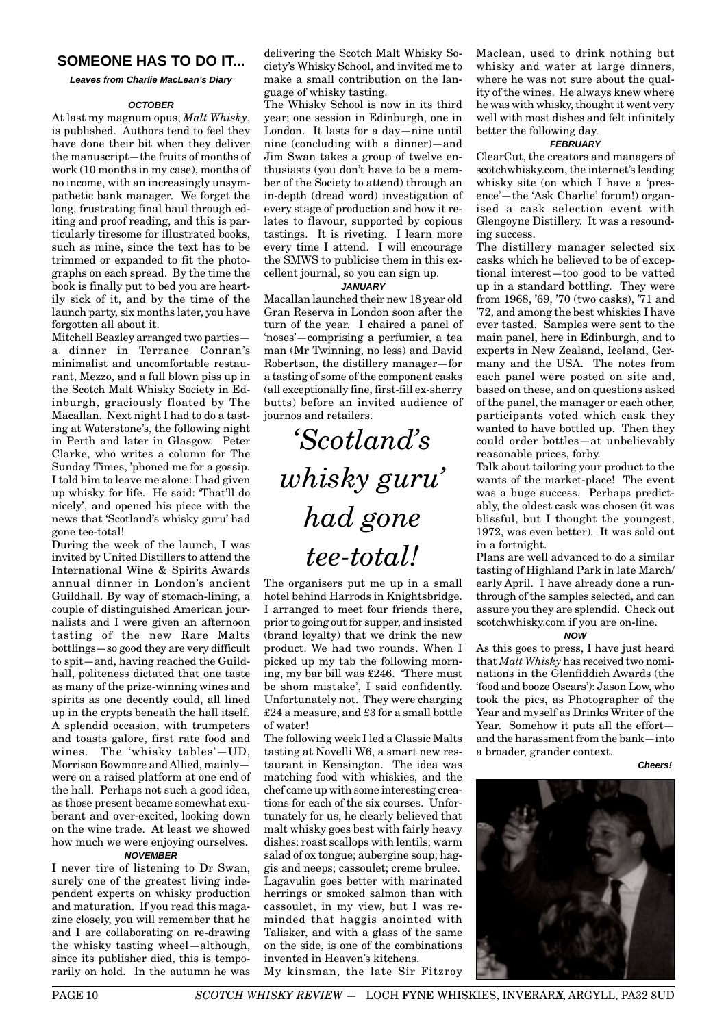## SOMEONE HAS TO DO IT...

***Leaves from Charlie MacLean's Diary***

**OCTOBER**

At last my magnum opus, *Malt Whisky*, is published. Authors tend to feel they have done their bit when they deliver the manuscript—the fruits of months of work (10 months in my case), months of no income, with an increasingly unsympathetic bank manager. We forget the long, frustrating final haul through editing and proof reading, and this is particularly tiresome for illustrated books, such as mine, since the text has to be trimmed or expanded to fit the photographs on each spread. By the time the book is finally put to bed you are heartily sick of it, and by the time of the launch party, six months later, you have forgotten all about it.

Mitchell Beazley arranged two parties—a dinner in Terrance Conran's minimalist and uncomfortable restaurant, Mezzo, and a full blown piss up in the Scotch Malt Whisky Society in Edinburgh, graciously floated by The Macallan. Next night I had to do a tasting at Waterstone's, the following night in Perth and later in Glasgow. Peter Clarke, who writes a column for The Sunday Times, 'phoned me for a gossip. I told him to leave me alone: I had given up whisky for life. He said: 'That'll do nicely', and opened his piece with the news that 'Scotland's whisky guru' had gone tee-total!

During the week of the launch, I was invited by United Distillers to attend the International Wine & Spirits Awards annual dinner in London's ancient Guildhall. By way of stomach-lining, a couple of distinguished American journalists and I were given an afternoon tasting of the new Rare Malts bottlings—so good they are very difficult to spit—and, having reached the Guildhall, politeness dictated that one taste as many of the prize-winning wines and spirits as one decently could, all lined up in the crypts beneath the hall itself. A splendid occasion, with trumpeters and toasts galore, first rate food and wines. The 'whisky tables'—UD, Morrison Bowmore and Allied, mainly—were on a raised platform at one end of the hall. Perhaps not such a good idea, as those present became somewhat exuberant and over-excited, looking down on the wine trade. At least we showed how much we were enjoying ourselves.

**NOVEMBER**

I never tire of listening to Dr Swan, surely one of the greatest living independent experts on whisky production and maturation. If you read this magazine closely, you will remember that he and I are collaborating on re-drawing the whisky tasting wheel—although, since its publisher died, this is temporarily on hold. In the autumn he was delivering the Scotch Malt Whisky Society's Whisky School, and invited me to make a small contribution on the language of whisky tasting.

The Whisky School is now in its third year; one session in Edinburgh, one in London. It lasts for a day—nine until nine (concluding with a dinner)—and Jim Swan takes a group of twelve enthusiasts (you don't have to be a member of the Society to attend) through an in-depth (dread word) investigation of every stage of production and how it relates to flavour, supported by copious tastings. It is riveting. I learn more every time I attend. I will encourage the SMWS to publicise them in this excellent journal, so you can sign up.

**JANUARY**

Macallan launched their new 18 year old Gran Reserva in London soon after the turn of the year. I chaired a panel of 'noses'—comprising a perfumier, a tea man (Mr Twinning, no less) and David Robertson, the distillery manager—for a tasting of some of the component casks (all exceptionally fine, first-fill ex-sherry butts) before an invited audience of journos and retailers.

> *'Scotland's whisky guru' had gone tee-total!*

The organisers put me up in a small hotel behind Harrods in Knightsbridge. I arranged to meet four friends there, prior to going out for supper, and insisted (brand loyalty) that we drink the new product. We had two rounds. When I picked up my tab the following morning, my bar bill was £246. 'There must be shom mistake', I said confidently. Unfortunately not. They were charging £24 a measure, and £3 for a small bottle of water!

The following week I led a Classic Malts tasting at Novelli W6, a smart new restaurant in Kensington. The idea was matching food with whiskies, and the chef came up with some interesting creations for each of the six courses. Unfortunately for us, he clearly believed that malt whisky goes best with fairly heavy dishes: roast scallops with lentils; warm salad of ox tongue; aubergine soup; haggis and neeps; cassoulet; creme brulee. Lagavulin goes better with marinated herrings or smoked salmon than with cassoulet, in my view, but I was reminded that haggis anointed with Talisker, and with a glass of the same on the side, is one of the combinations invented in Heaven's kitchens.

My kinsman, the late Sir Fitzroy Maclean, used to drink nothing but whisky and water at large dinners, where he was not sure about the quality of the wines. He always knew where he was with whisky, thought it went very well with most dishes and felt infinitely better the following day.

**FEBRUARY**

ClearCut, the creators and managers of scotchwhisky.com, the internet's leading whisky site (on which I have a 'presence'—the 'Ask Charlie' forum!) organised a cask selection event with Glengoyne Distillery. It was a resounding success.

The distillery manager selected six casks which he believed to be of exceptional interest—too good to be vatted up in a standard bottling. They were from 1968, '69, '70 (two casks), '71 and '72, and among the best whiskies I have ever tasted. Samples were sent to the main panel, here in Edinburgh, and to experts in New Zealand, Iceland, Germany and the USA. The notes from each panel were posted on site and, based on these, and on questions asked of the panel, the manager or each other, participants voted which cask they wanted to have bottled up. Then they could order bottles—at unbelievably reasonable prices, forby.

Talk about tailoring your product to the wants of the market-place! The event was a huge success. Perhaps predictably, the oldest cask was chosen (it was blissful, but I thought the youngest, 1972, was even better). It was sold out in a fortnight.

Plans are well advanced to do a similar tasting of Highland Park in late March/ early April. I have already done a run-through of the samples selected, and can assure you they are splendid. Check out scotchwhisky.com if you are on-line.

**NOW**

As this goes to press, I have just heard that *Malt Whisky* has received two nominations in the Glenfiddich Awards (the 'food and booze Oscars'): Jason Low, who took the pics, as Photographer of the Year and myself as Drinks Writer of the Year. Somehow it puts all the effort—and the harassment from the bank—into a broader, grander context.

***Cheers!***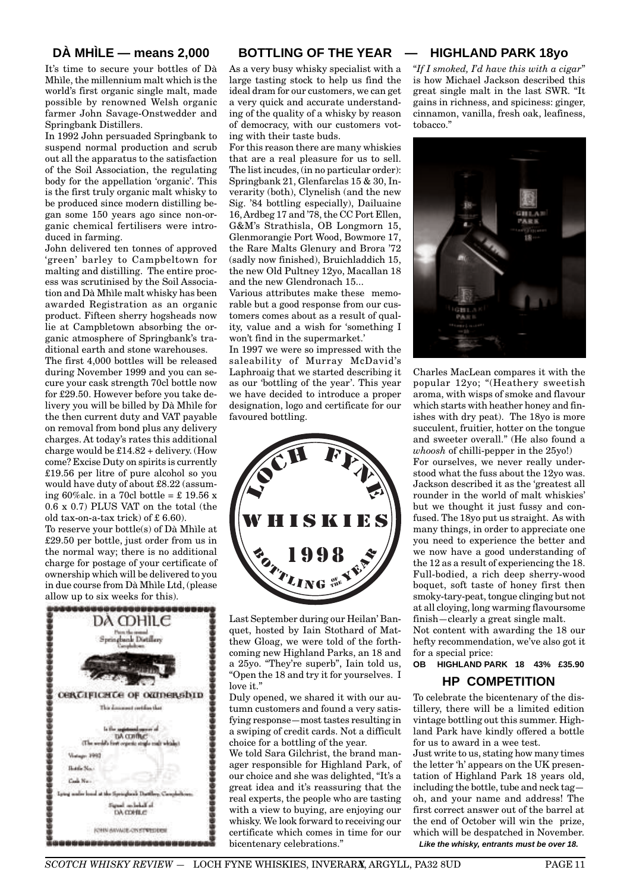## DÀ MHÌLE — means 2,000

It's time to secure your bottles of Dà Mhìle, the millennium malt which is the world's first organic single malt, made possible by renowned Welsh organic farmer John Savage-Onstwedder and Springbank Distillers.

In 1992 John persuaded Springbank to suspend normal production and scrub out all the apparatus to the satisfaction of the Soil Association, the regulating body for the appellation 'organic'. This is the first truly organic malt whisky to be produced since modern distilling began some 150 years ago since non-organic chemical fertilisers were introduced in farming.

John delivered ten tonnes of approved 'green' barley to Campbeltown for malting and distilling. The entire process was scrutinised by the Soil Association and Dà Mhìle malt whisky has been awarded Registration as an organic product. Fifteen sherry hogsheads now lie at Campbletown absorbing the organic atmosphere of Springbank's traditional earth and stone warehouses.

The first 4,000 bottles will be released during November 1999 and you can secure your cask strength 70cl bottle now for £29.50. However before you take delivery you will be billed by Dà Mhìle for the then current duty and VAT payable on removal from bond plus any delivery charges. At today's rates this additional charge would be £14.82 + delivery. (How come? Excise Duty on spirits is currently £19.56 per litre of pure alcohol so you would have duty of about £8.22 (assuming 60%alc. in a 70cl bottle = £ 19.56 x 0.6 x 0.7) PLUS VAT on the total (the old tax-on-a-tax trick) of £ 6.60).

To reserve your bottle(s) of Dà Mhìle at £29.50 per bottle, just order from us in the normal way; there is no additional charge for postage of your certificate of ownership which will be delivered to you in due course from Dà Mhìle Ltd, (please allow up to six weeks for this).

## BOTTLING OF THE YEAR — HIGHLAND PARK 18yo

As a very busy whisky specialist with a large tasting stock to help us find the ideal dram for our customers, we can get a very quick and accurate understanding of the quality of a whisky by reason of democracy, with our customers voting with their taste buds.

For this reason there are many whiskies that are a real pleasure for us to sell. The list incudes, (in no particular order): Springbank 21, Glenfarclas 15 & 30, Inverarity (both), Clynelish (and the new Sig. '84 bottling especially), Dailuaine 16, Ardbeg 17 and '78, the CC Port Ellen, G&M's Strathisla, OB Longmorn 15, Glenmorangie Port Wood, Bowmore 17, the Rare Malts Glenury and Brora '72 (sadly now finished), Bruichladdich 15, the new Old Pultney 12yo, Macallan 18 and the new Glendronach 15...

Various attributes make these memorable but a good response from our customers comes about as a result of quality, value and a wish for 'something I won't find in the supermarket.'

In 1997 we were so impressed with the saleability of Murray McDavid's Laphroaig that we started describing it as our 'bottling of the year'. This year we have decided to introduce a proper designation, logo and certificate for our favoured bottling.

LOCH FYNE WHISKIES 1998 BOTTLING OF THE YEAR

Last September during our Heilan' Banquet, hosted by Iain Stothard of Matthew Gloag, we were told of the forthcoming new Highland Parks, an 18 and a 25yo. "They're superb", Iain told us, "Open the 18 and try it for yourselves. I love it."

Duly opened, we shared it with our autumn customers and found a very satisfying response—most tastes resulting in a swiping of credit cards. Not a difficult choice for a bottling of the year.

We told Sara Gilchrist, the brand manager responsible for Highland Park, of our choice and she was delighted, "It's a great idea and it's reassuring that the real experts, the people who are tasting with a view to buying, are enjoying our whisky. We look forward to receiving our certificate which comes in time for our bicentenary celebrations."

"*If I smoked, I'd have this with a cigar*" is how Michael Jackson described this great single malt in the last SWR. "It gains in richness, and spiciness: ginger, cinnamon, vanilla, fresh oak, leafiness, tobacco."

Charles MacLean compares it with the popular 12yo; "(Heathery sweetish aroma, with wisps of smoke and flavour which starts with heather honey and finishes with dry peat). The 18yo is more succulent, fruitier, hotter on the tongue and sweeter overall." (He also found a *whoosh* of chilli-pepper in the 25yo!)

For ourselves, we never really understood what the fuss about the 12yo was. Jackson described it as the 'greatest all rounder in the world of malt whiskies' but we thought it just fussy and confused. The 18yo put us straight. As with many things, in order to appreciate one you need to experience the better and we now have a good understanding of the 12 as a result of experiencing the 18. Full-bodied, a rich deep sherry-wood boquet, soft taste of honey first then smoky-tary-peat, tongue clinging but not at all cloying, long warming flavoursome finish—clearly a great single malt.

Not content with awarding the 18 our hefty recommendation, we've also got it for a special price:

**OB HIGHLAND PARK 18 43% £35.90**

### HP COMPETITION

To celebrate the bicentenary of the distillery, there will be a limited edition vintage bottling out this summer. Highland Park have kindly offered a bottle for us to award in a wee test.

Just write to us, stating how many times the letter 'h' appears on the UK presentation of Highland Park 18 years old, including the bottle, tube and neck tag—oh, and your name and address! The first correct answer out of the barrel at the end of October will win the prize, which will be despatched in November.

***Like the whisky, entrants must be over 18.***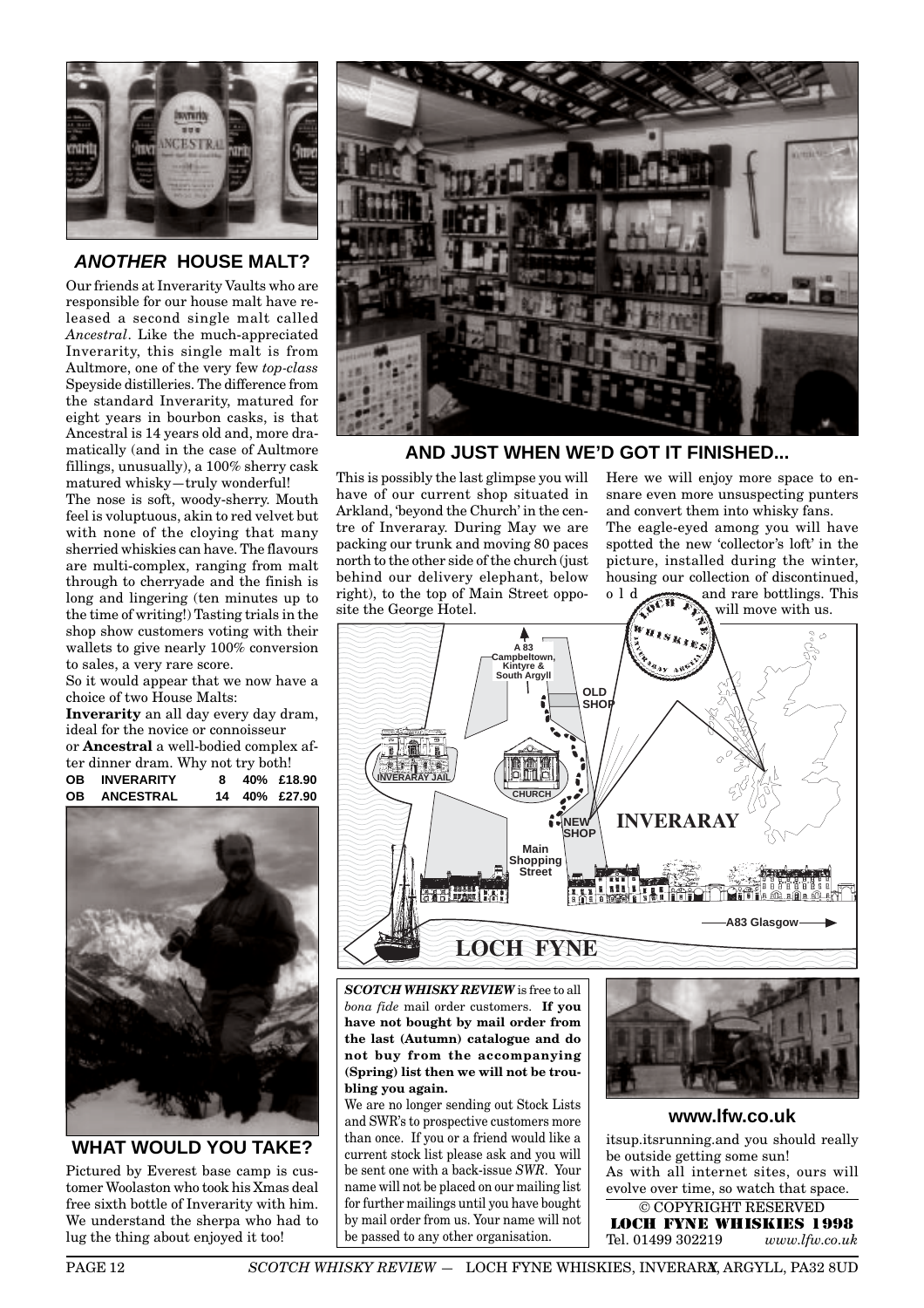## *ANOTHER* HOUSE MALT?

Our friends at Inverarity Vaults who are responsible for our house malt have released a second single malt called *Ancestral*. Like the much-appreciated Inverarity, this single malt is from Aultmore, one of the very few *top-class* Speyside distilleries. The difference from the standard Inverarity, matured for eight years in bourbon casks, is that Ancestral is 14 years old and, more dramatically (and in the case of Aultmore fillings, unusually), a 100% sherry cask matured whisky—truly wonderful!

The nose is soft, woody-sherry. Mouth feel is voluptuous, akin to red velvet but with none of the cloying that many sherried whiskies can have. The flavours are multi-complex, ranging from malt through to cherryade and the finish is long and lingering (ten minutes up to the time of writing!) Tasting trials in the shop show customers voting with their wallets to give nearly 100% conversion to sales, a very rare score.

So it would appear that we now have a choice of two House Malts:

**Inverarity** an all day every day dram, ideal for the novice or connoisseur

or **Ancestral** a well-bodied complex after dinner dram. Why not try both!

| | | | | |
|---|---|---|---|---|
| OB | INVERARITY | 8 | 40% | £18.90 |
| OB | ANCESTRAL | 14 | 40% | £27.90 |

## WHAT WOULD YOU TAKE?

Pictured by Everest base camp is customer Woolaston who took his Xmas deal free sixth bottle of Inverarity with him. We understand the sherpa who had to lug the thing about enjoyed it too!

## AND JUST WHEN WE'D GOT IT FINISHED...

This is possibly the last glimpse you will have of our current shop situated in Arkland, 'beyond the Church' in the centre of Inveraray. During May we are packing our trunk and moving 80 paces north to the other side of the church (just behind our delivery elephant, below right), to the top of Main Street opposite the George Hotel.

Here we will enjoy more space to ensnare even more unsuspecting punters and convert them into whisky fans.

The eagle-eyed among you will have spotted the new 'collector's loft' in the picture, installed during the winter, housing our collection of discontinued, old and rare bottlings. This will move with us.

A 83 Campbeltown, Kintyre & South Argyll
OLD SHOP
INVERARAY JAIL
CHURCH
NEW SHOP
INVERARAY
Main Shopping Street
A83 Glasgow
LOCH FYNE

***SCOTCH WHISKY REVIEW*** is free to all *bona fide* mail order customers. **If you have not bought by mail order from the last (Autumn) catalogue and do not buy from the accompanying (Spring) list then we will not be troubling you again.**

We are no longer sending out Stock Lists and SWR's to prospective customers more than once. If you or a friend would like a current stock list please ask and you will be sent one with a back-issue *SWR*. Your name will not be placed on our mailing list for further mailings until you have bought by mail order from us. Your name will not be passed to any other organisation.

## www.lfw.co.uk

itsup.itsrunning.and you should really be outside getting some sun!

As with all internet sites, ours will evolve over time, so watch that space.

© COPYRIGHT RESERVED
**LOCH FYNE WHISKIES 1998**
Tel. 01499 302219 *www.lfw.co.uk*